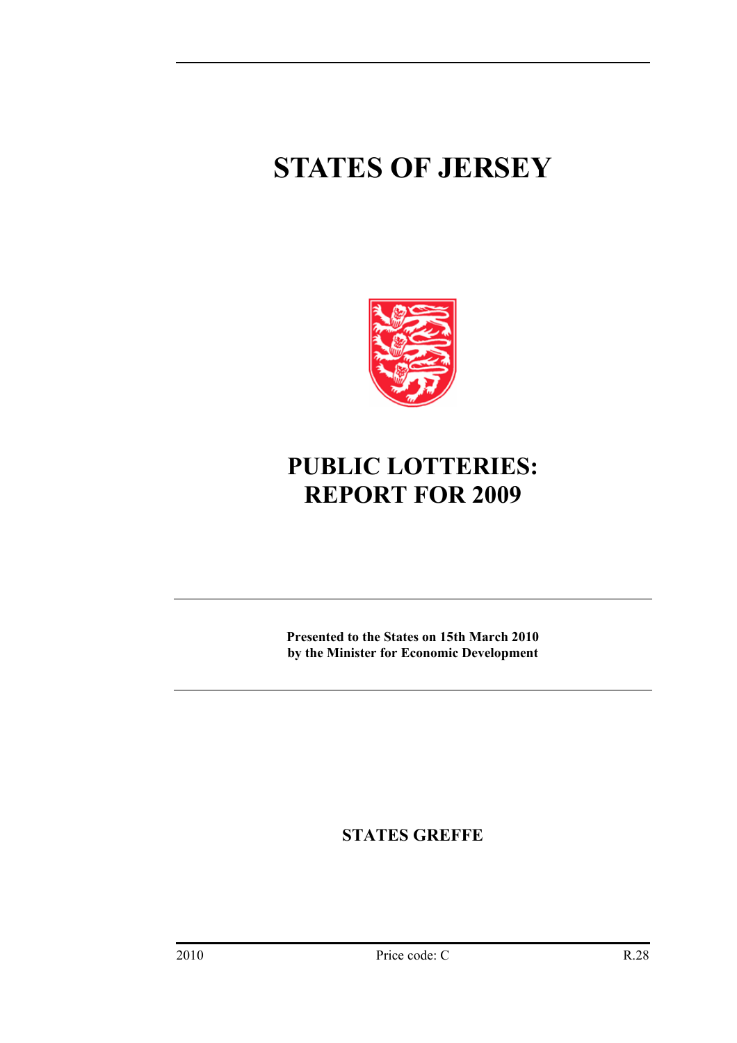# STATES OF JERSEY

# PUBLIC LOTTERIES: REPORT FOR 2009

**Presented to the States on 15th March 2010 by the Minister for Economic Development**

**STATES GREFFE**

2010 Price code: C R.28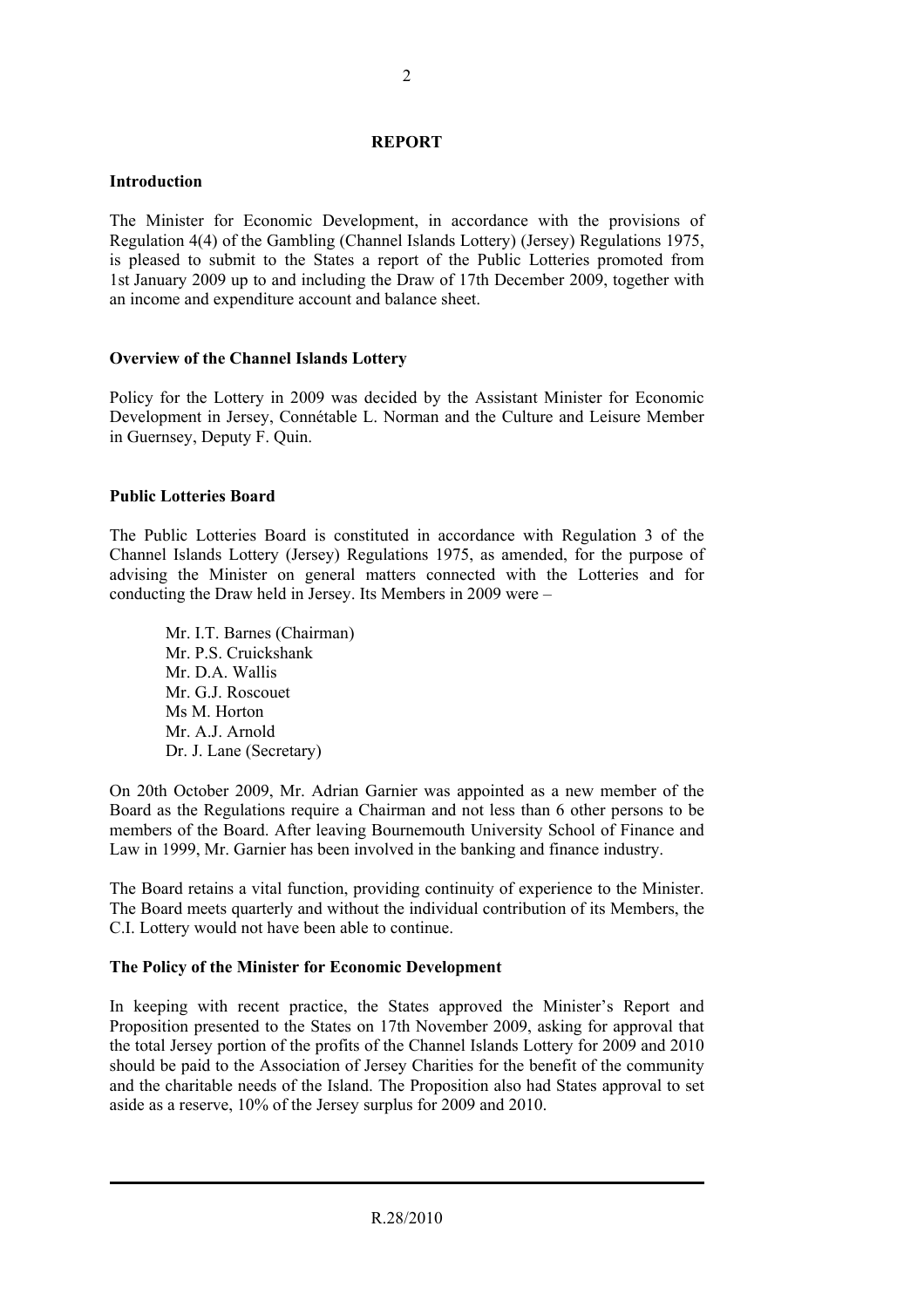# REPORT

## Introduction

The Minister for Economic Development, in accordance with the provisions of Regulation 4(4) of the Gambling (Channel Islands Lottery) (Jersey) Regulations 1975, is pleased to submit to the States a report of the Public Lotteries promoted from 1st January 2009 up to and including the Draw of 17th December 2009, together with an income and expenditure account and balance sheet.

## Overview of the Channel Islands Lottery

Policy for the Lottery in 2009 was decided by the Assistant Minister for Economic Development in Jersey, Connétable L. Norman and the Culture and Leisure Member in Guernsey, Deputy F. Quin.

## Public Lotteries Board

The Public Lotteries Board is constituted in accordance with Regulation 3 of the Channel Islands Lottery (Jersey) Regulations 1975, as amended, for the purpose of advising the Minister on general matters connected with the Lotteries and for conducting the Draw held in Jersey. Its Members in 2009 were –

Mr. I.T. Barnes (Chairman)  
Mr. P.S. Cruickshank  
Mr. D.A. Wallis  
Mr. G.J. Roscouet  
Ms M. Horton  
Mr. A.J. Arnold  
Dr. J. Lane (Secretary)

On 20th October 2009, Mr. Adrian Garnier was appointed as a new member of the Board as the Regulations require a Chairman and not less than 6 other persons to be members of the Board. After leaving Bournemouth University School of Finance and Law in 1999, Mr. Garnier has been involved in the banking and finance industry.

The Board retains a vital function, providing continuity of experience to the Minister. The Board meets quarterly and without the individual contribution of its Members, the C.I. Lottery would not have been able to continue.

## The Policy of the Minister for Economic Development

In keeping with recent practice, the States approved the Minister's Report and Proposition presented to the States on 17th November 2009, asking for approval that the total Jersey portion of the profits of the Channel Islands Lottery for 2009 and 2010 should be paid to the Association of Jersey Charities for the benefit of the community and the charitable needs of the Island. The Proposition also had States approval to set aside as a reserve, 10% of the Jersey surplus for 2009 and 2010.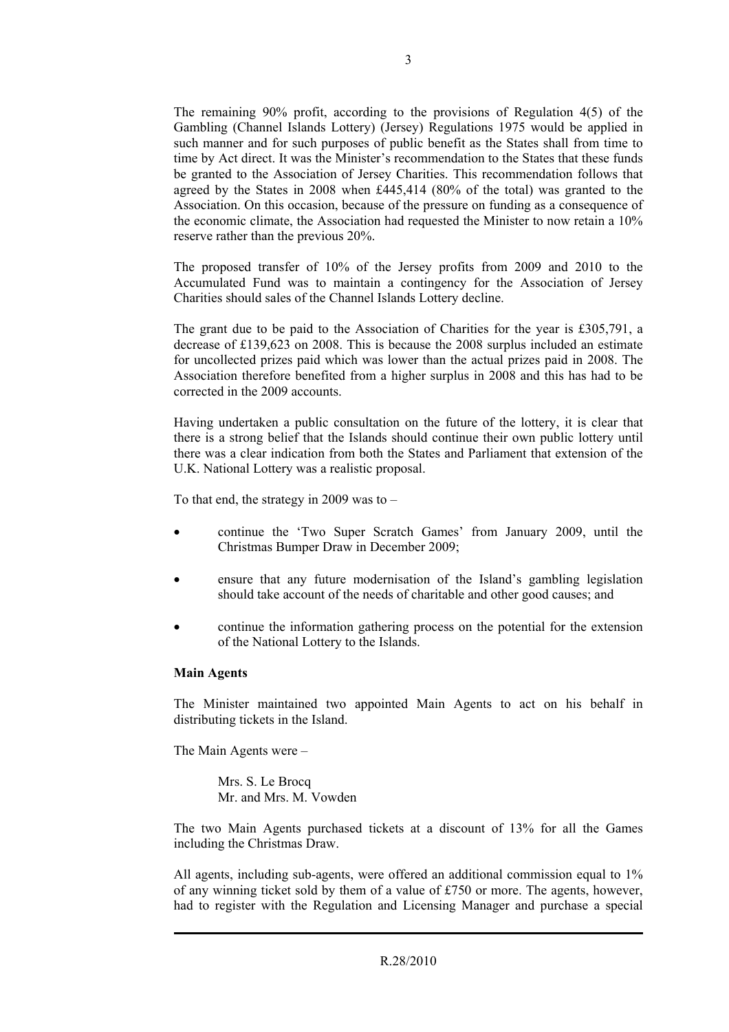The remaining 90% profit, according to the provisions of Regulation 4(5) of the Gambling (Channel Islands Lottery) (Jersey) Regulations 1975 would be applied in such manner and for such purposes of public benefit as the States shall from time to time by Act direct. It was the Minister's recommendation to the States that these funds be granted to the Association of Jersey Charities. This recommendation follows that agreed by the States in 2008 when £445,414 (80% of the total) was granted to the Association. On this occasion, because of the pressure on funding as a consequence of the economic climate, the Association had requested the Minister to now retain a 10% reserve rather than the previous 20%.

The proposed transfer of 10% of the Jersey profits from 2009 and 2010 to the Accumulated Fund was to maintain a contingency for the Association of Jersey Charities should sales of the Channel Islands Lottery decline.

The grant due to be paid to the Association of Charities for the year is £305,791, a decrease of £139,623 on 2008. This is because the 2008 surplus included an estimate for uncollected prizes paid which was lower than the actual prizes paid in 2008. The Association therefore benefited from a higher surplus in 2008 and this has had to be corrected in the 2009 accounts.

Having undertaken a public consultation on the future of the lottery, it is clear that there is a strong belief that the Islands should continue their own public lottery until there was a clear indication from both the States and Parliament that extension of the U.K. National Lottery was a realistic proposal.

To that end, the strategy in 2009 was to –

- continue the 'Two Super Scratch Games' from January 2009, until the Christmas Bumper Draw in December 2009;
- ensure that any future modernisation of the Island's gambling legislation should take account of the needs of charitable and other good causes; and
- continue the information gathering process on the potential for the extension of the National Lottery to the Islands.

**Main Agents**

The Minister maintained two appointed Main Agents to act on his behalf in distributing tickets in the Island.

The Main Agents were –

Mrs. S. Le Brocq
Mr. and Mrs. M. Vowden

The two Main Agents purchased tickets at a discount of 13% for all the Games including the Christmas Draw.

All agents, including sub-agents, were offered an additional commission equal to 1% of any winning ticket sold by them of a value of £750 or more. The agents, however, had to register with the Regulation and Licensing Manager and purchase a special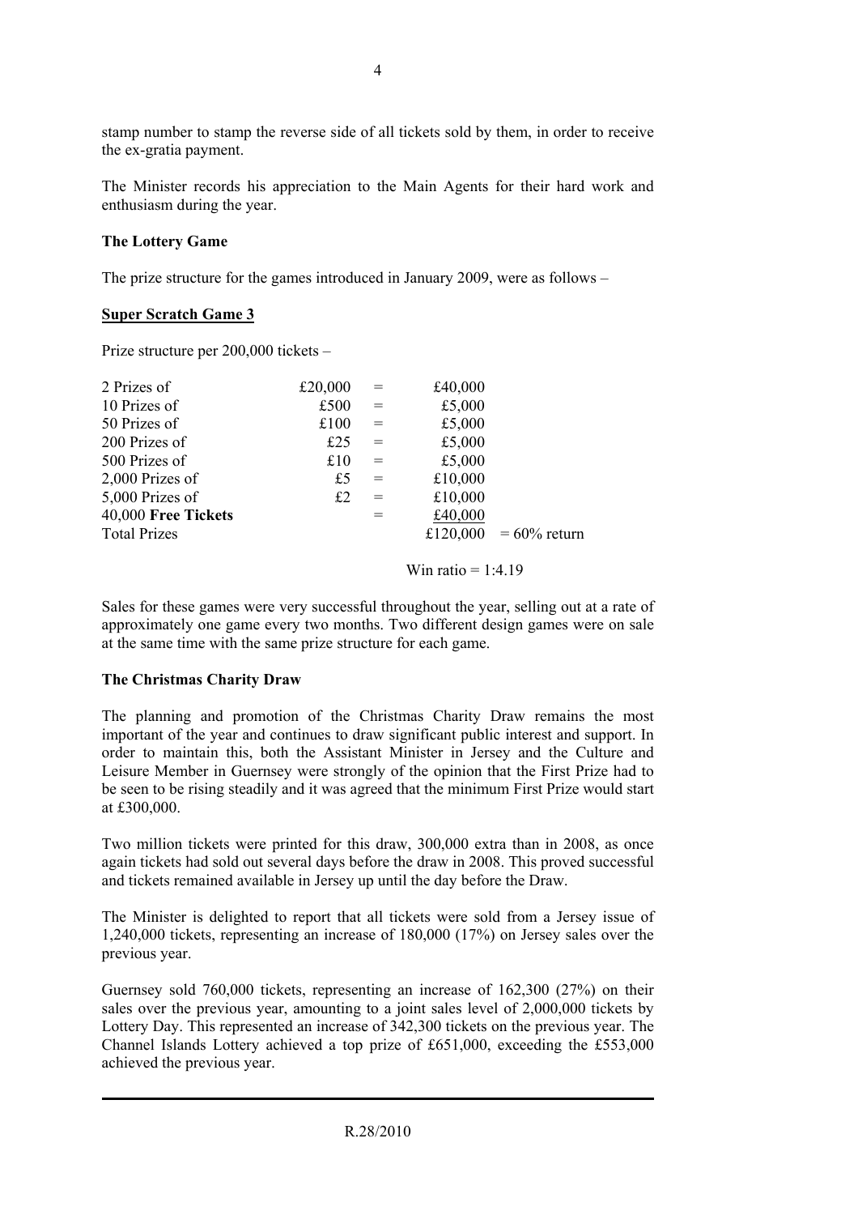stamp number to stamp the reverse side of all tickets sold by them, in order to receive the ex-gratia payment.

The Minister records his appreciation to the Main Agents for their hard work and enthusiasm during the year.

**The Lottery Game**

The prize structure for the games introduced in January 2009, were as follows –

**Super Scratch Game 3**

Prize structure per 200,000 tickets –

| | | | | |
|---|---|---|---|---|
| 2 Prizes of | £20,000 | = | £40,000 | |
| 10 Prizes of | £500 | = | £5,000 | |
| 50 Prizes of | £100 | = | £5,000 | |
| 200 Prizes of | £25 | = | £5,000 | |
| 500 Prizes of | £10 | = | £5,000 | |
| 2,000 Prizes of | £5 | = | £10,000 | |
| 5,000 Prizes of | £2 | = | £10,000 | |
| 40,000 **Free Tickets** | | = | £40,000 | |
| Total Prizes | | | £120,000 | = 60% return |

Win ratio = 1:4.19

Sales for these games were very successful throughout the year, selling out at a rate of approximately one game every two months. Two different design games were on sale at the same time with the same prize structure for each game.

**The Christmas Charity Draw**

The planning and promotion of the Christmas Charity Draw remains the most important of the year and continues to draw significant public interest and support. In order to maintain this, both the Assistant Minister in Jersey and the Culture and Leisure Member in Guernsey were strongly of the opinion that the First Prize had to be seen to be rising steadily and it was agreed that the minimum First Prize would start at £300,000.

Two million tickets were printed for this draw, 300,000 extra than in 2008, as once again tickets had sold out several days before the draw in 2008. This proved successful and tickets remained available in Jersey up until the day before the Draw.

The Minister is delighted to report that all tickets were sold from a Jersey issue of 1,240,000 tickets, representing an increase of 180,000 (17%) on Jersey sales over the previous year.

Guernsey sold 760,000 tickets, representing an increase of 162,300 (27%) on their sales over the previous year, amounting to a joint sales level of 2,000,000 tickets by Lottery Day. This represented an increase of 342,300 tickets on the previous year. The Channel Islands Lottery achieved a top prize of £651,000, exceeding the £553,000 achieved the previous year.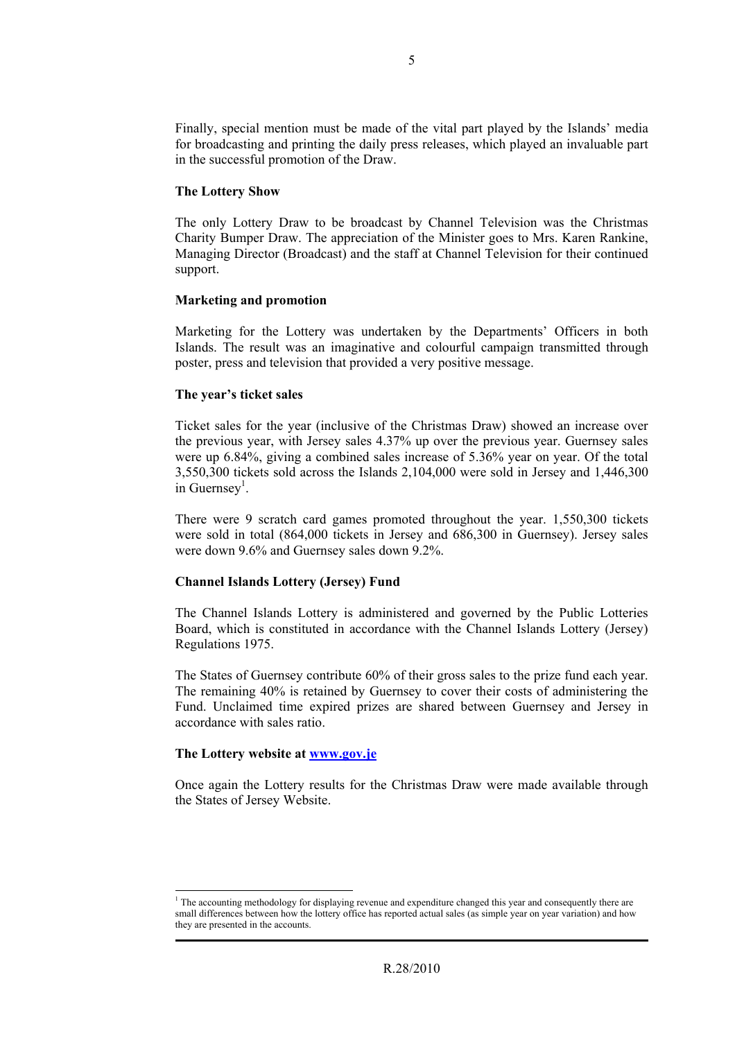Finally, special mention must be made of the vital part played by the Islands' media for broadcasting and printing the daily press releases, which played an invaluable part in the successful promotion of the Draw.

**The Lottery Show**

The only Lottery Draw to be broadcast by Channel Television was the Christmas Charity Bumper Draw. The appreciation of the Minister goes to Mrs. Karen Rankine, Managing Director (Broadcast) and the staff at Channel Television for their continued support.

**Marketing and promotion**

Marketing for the Lottery was undertaken by the Departments' Officers in both Islands. The result was an imaginative and colourful campaign transmitted through poster, press and television that provided a very positive message.

**The year's ticket sales**

Ticket sales for the year (inclusive of the Christmas Draw) showed an increase over the previous year, with Jersey sales 4.37% up over the previous year. Guernsey sales were up 6.84%, giving a combined sales increase of 5.36% year on year. Of the total 3,550,300 tickets sold across the Islands 2,104,000 were sold in Jersey and 1,446,300 in Guernsey[1].

There were 9 scratch card games promoted throughout the year. 1,550,300 tickets were sold in total (864,000 tickets in Jersey and 686,300 in Guernsey). Jersey sales were down 9.6% and Guernsey sales down 9.2%.

**Channel Islands Lottery (Jersey) Fund**

The Channel Islands Lottery is administered and governed by the Public Lotteries Board, which is constituted in accordance with the Channel Islands Lottery (Jersey) Regulations 1975.

The States of Guernsey contribute 60% of their gross sales to the prize fund each year. The remaining 40% is retained by Guernsey to cover their costs of administering the Fund. Unclaimed time expired prizes are shared between Guernsey and Jersey in accordance with sales ratio.

**The Lottery website at www.gov.je**

Once again the Lottery results for the Christmas Draw were made available through the States of Jersey Website.

[1] The accounting methodology for displaying revenue and expenditure changed this year and consequently there are small differences between how the lottery office has reported actual sales (as simple year on year variation) and how they are presented in the accounts.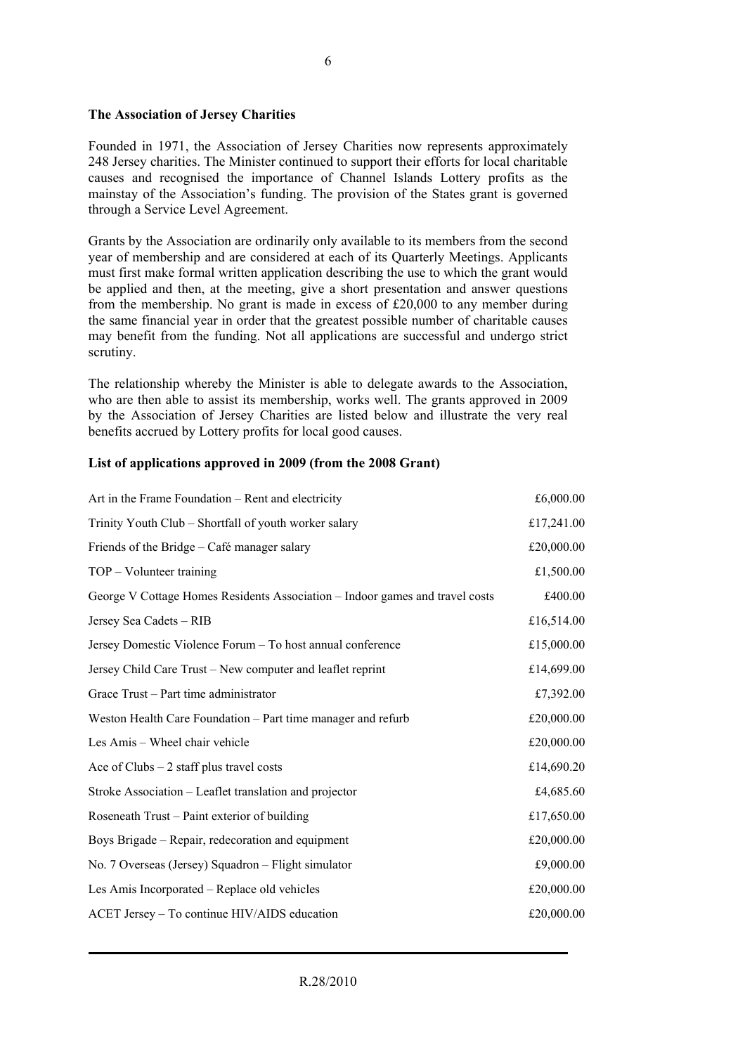**The Association of Jersey Charities**

Founded in 1971, the Association of Jersey Charities now represents approximately 248 Jersey charities. The Minister continued to support their efforts for local charitable causes and recognised the importance of Channel Islands Lottery profits as the mainstay of the Association's funding. The provision of the States grant is governed through a Service Level Agreement.

Grants by the Association are ordinarily only available to its members from the second year of membership and are considered at each of its Quarterly Meetings. Applicants must first make formal written application describing the use to which the grant would be applied and then, at the meeting, give a short presentation and answer questions from the membership. No grant is made in excess of £20,000 to any member during the same financial year in order that the greatest possible number of charitable causes may benefit from the funding. Not all applications are successful and undergo strict scrutiny.

The relationship whereby the Minister is able to delegate awards to the Association, who are then able to assist its membership, works well. The grants approved in 2009 by the Association of Jersey Charities are listed below and illustrate the very real benefits accrued by Lottery profits for local good causes.

**List of applications approved in 2009 (from the 2008 Grant)**

| | |
|---|---|
| Art in the Frame Foundation – Rent and electricity | £6,000.00 |
| Trinity Youth Club – Shortfall of youth worker salary | £17,241.00 |
| Friends of the Bridge – Café manager salary | £20,000.00 |
| TOP – Volunteer training | £1,500.00 |
| George V Cottage Homes Residents Association – Indoor games and travel costs | £400.00 |
| Jersey Sea Cadets – RIB | £16,514.00 |
| Jersey Domestic Violence Forum – To host annual conference | £15,000.00 |
| Jersey Child Care Trust – New computer and leaflet reprint | £14,699.00 |
| Grace Trust – Part time administrator | £7,392.00 |
| Weston Health Care Foundation – Part time manager and refurb | £20,000.00 |
| Les Amis – Wheel chair vehicle | £20,000.00 |
| Ace of Clubs – 2 staff plus travel costs | £14,690.20 |
| Stroke Association – Leaflet translation and projector | £4,685.60 |
| Roseneath Trust – Paint exterior of building | £17,650.00 |
| Boys Brigade – Repair, redecoration and equipment | £20,000.00 |
| No. 7 Overseas (Jersey) Squadron – Flight simulator | £9,000.00 |
| Les Amis Incorporated – Replace old vehicles | £20,000.00 |
| ACET Jersey – To continue HIV/AIDS education | £20,000.00 |

R.28/2010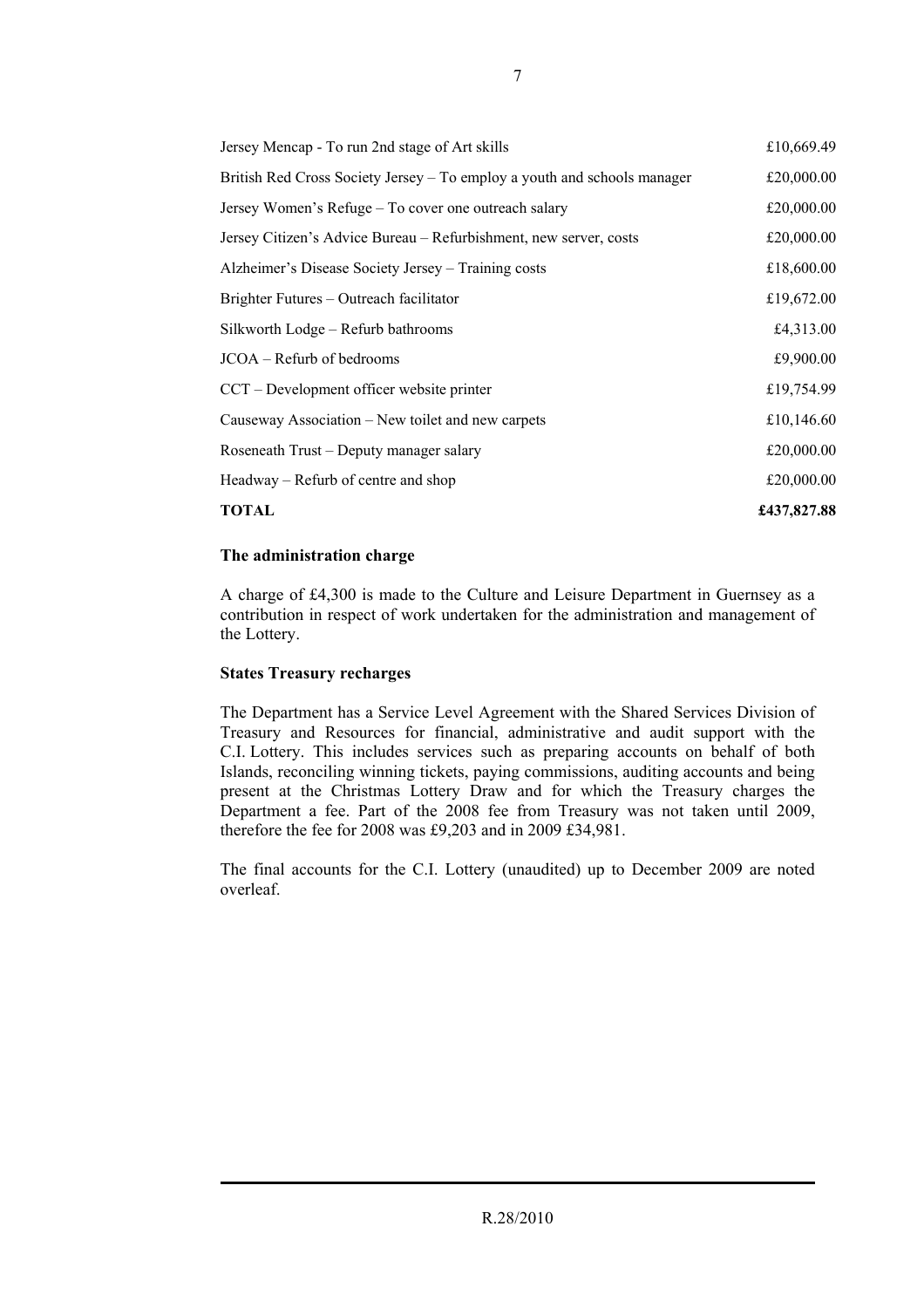| | |
|---|---|
| Jersey Mencap - To run 2nd stage of Art skills | £10,669.49 |
| British Red Cross Society Jersey – To employ a youth and schools manager | £20,000.00 |
| Jersey Women's Refuge – To cover one outreach salary | £20,000.00 |
| Jersey Citizen's Advice Bureau – Refurbishment, new server, costs | £20,000.00 |
| Alzheimer's Disease Society Jersey – Training costs | £18,600.00 |
| Brighter Futures – Outreach facilitator | £19,672.00 |
| Silkworth Lodge – Refurb bathrooms | £4,313.00 |
| JCOA – Refurb of bedrooms | £9,900.00 |
| CCT – Development officer website printer | £19,754.99 |
| Causeway Association – New toilet and new carpets | £10,146.60 |
| Roseneath Trust – Deputy manager salary | £20,000.00 |
| Headway – Refurb of centre and shop | £20,000.00 |
| **TOTAL** | **£437,827.88** |

**The administration charge**

A charge of £4,300 is made to the Culture and Leisure Department in Guernsey as a contribution in respect of work undertaken for the administration and management of the Lottery.

**States Treasury recharges**

The Department has a Service Level Agreement with the Shared Services Division of Treasury and Resources for financial, administrative and audit support with the C.I. Lottery. This includes services such as preparing accounts on behalf of both Islands, reconciling winning tickets, paying commissions, auditing accounts and being present at the Christmas Lottery Draw and for which the Treasury charges the Department a fee. Part of the 2008 fee from Treasury was not taken until 2009, therefore the fee for 2008 was £9,203 and in 2009 £34,981.

The final accounts for the C.I. Lottery (unaudited) up to December 2009 are noted overleaf.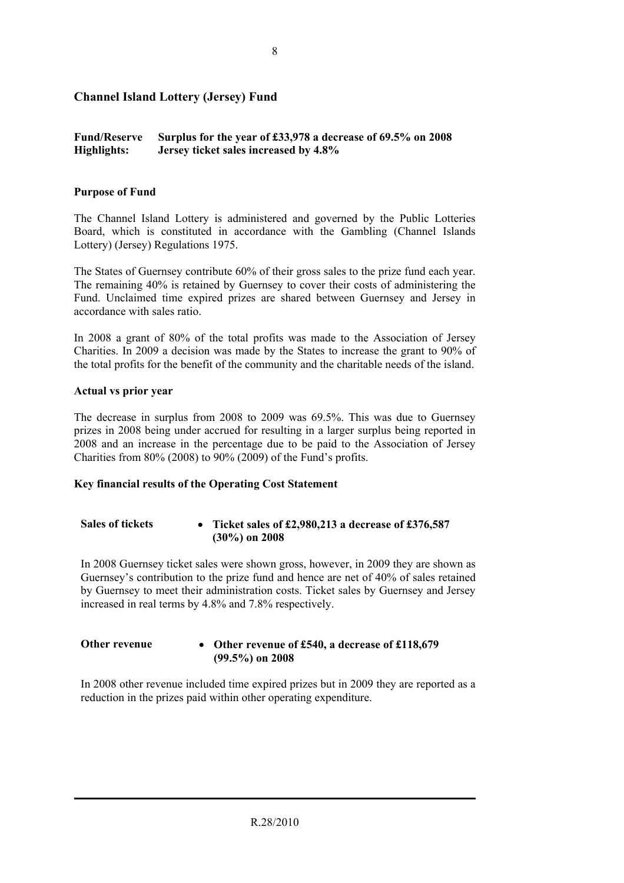## Channel Island Lottery (Jersey) Fund

| **Fund/Reserve Highlights:** | **Surplus for the year of £33,978 a decrease of 69.5% on 2008** <br> **Jersey ticket sales increased by 4.8%** |
|---|---|

### Purpose of Fund

The Channel Island Lottery is administered and governed by the Public Lotteries Board, which is constituted in accordance with the Gambling (Channel Islands Lottery) (Jersey) Regulations 1975.

The States of Guernsey contribute 60% of their gross sales to the prize fund each year. The remaining 40% is retained by Guernsey to cover their costs of administering the Fund. Unclaimed time expired prizes are shared between Guernsey and Jersey in accordance with sales ratio.

In 2008 a grant of 80% of the total profits was made to the Association of Jersey Charities. In 2009 a decision was made by the States to increase the grant to 90% of the total profits for the benefit of the community and the charitable needs of the island.

### Actual vs prior year

The decrease in surplus from 2008 to 2009 was 69.5%. This was due to Guernsey prizes in 2008 being under accrued for resulting in a larger surplus being reported in 2008 and an increase in the percentage due to be paid to the Association of Jersey Charities from 80% (2008) to 90% (2009) of the Fund's profits.

### Key financial results of the Operating Cost Statement

**Sales of tickets**

- **Ticket sales of £2,980,213 a decrease of £376,587 (30%) on 2008**

In 2008 Guernsey ticket sales were shown gross, however, in 2009 they are shown as Guernsey's contribution to the prize fund and hence are net of 40% of sales retained by Guernsey to meet their administration costs. Ticket sales by Guernsey and Jersey increased in real terms by 4.8% and 7.8% respectively.

**Other revenue**

- **Other revenue of £540, a decrease of £118,679 (99.5%) on 2008**

In 2008 other revenue included time expired prizes but in 2009 they are reported as a reduction in the prizes paid within other operating expenditure.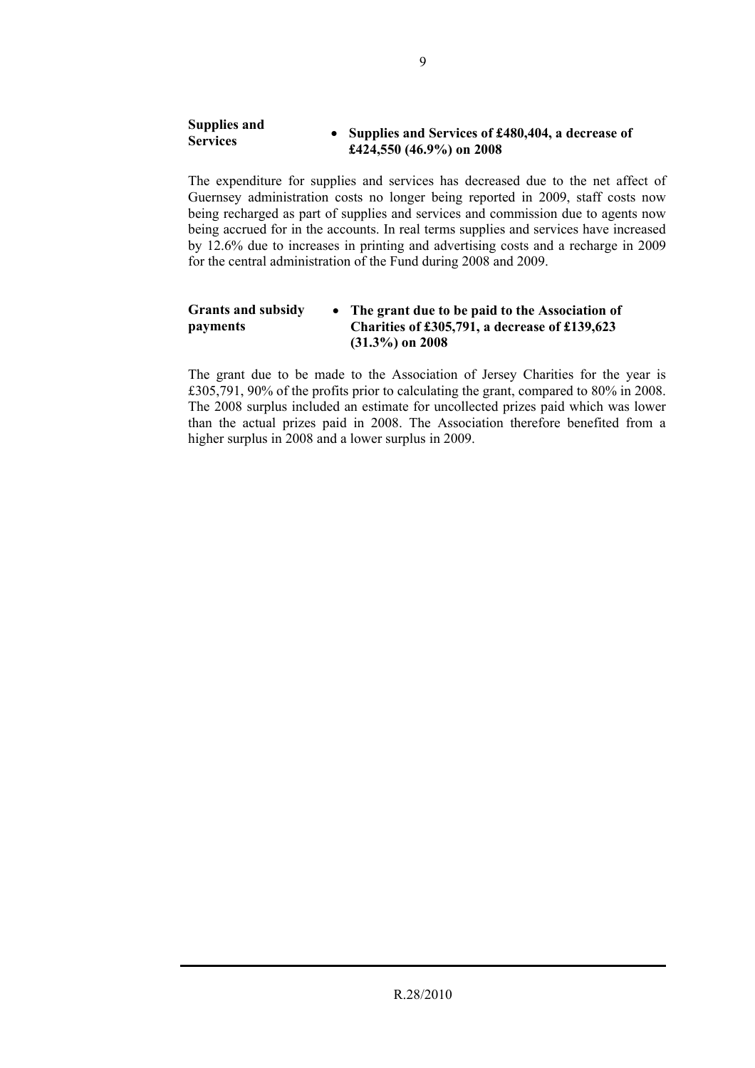**Supplies and Services**

- **Supplies and Services of £480,404, a decrease of £424,550 (46.9%) on 2008**

The expenditure for supplies and services has decreased due to the net affect of Guernsey administration costs no longer being reported in 2009, staff costs now being recharged as part of supplies and services and commission due to agents now being accrued for in the accounts. In real terms supplies and services have increased by 12.6% due to increases in printing and advertising costs and a recharge in 2009 for the central administration of the Fund during 2008 and 2009.

**Grants and subsidy payments**

- **The grant due to be paid to the Association of Charities of £305,791, a decrease of £139,623 (31.3%) on 2008**

The grant due to be made to the Association of Jersey Charities for the year is £305,791, 90% of the profits prior to calculating the grant, compared to 80% in 2008. The 2008 surplus included an estimate for uncollected prizes paid which was lower than the actual prizes paid in 2008. The Association therefore benefited from a higher surplus in 2008 and a lower surplus in 2009.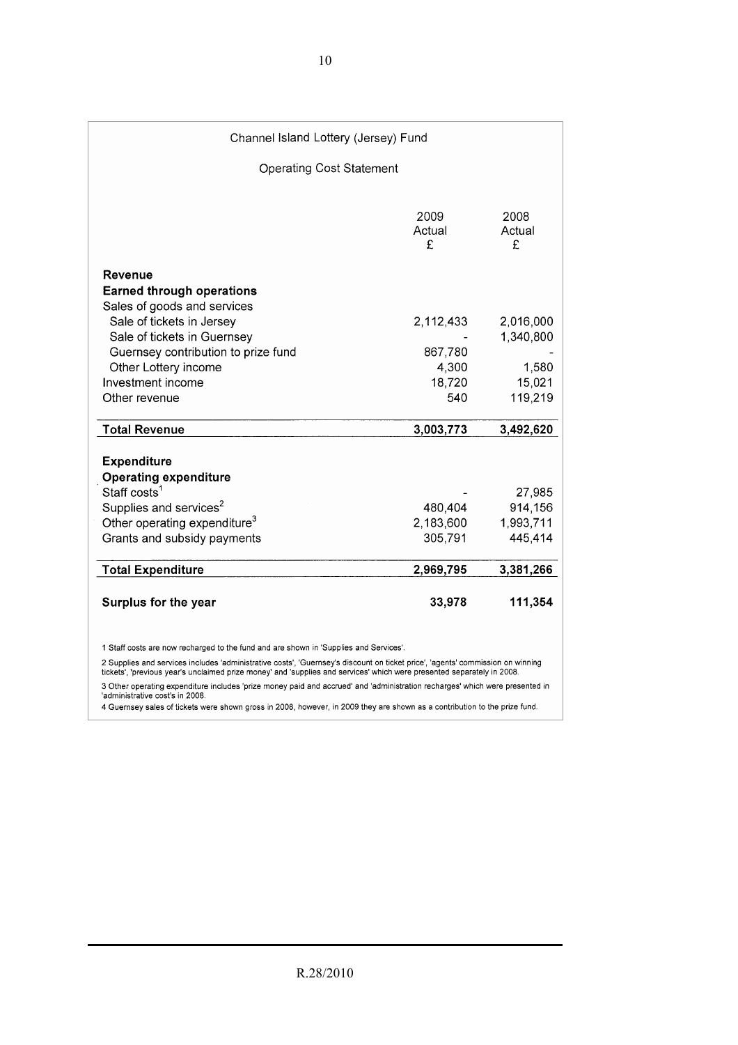Channel Island Lottery (Jersey) Fund

Operating Cost Statement

| | 2009 Actual £ | 2008 Actual £ |
|---|---|---|
| **Revenue** | | |
| **Earned through operations** | | |
| Sales of goods and services | | |
| Sale of tickets in Jersey | 2,112,433 | 2,016,000 |
| Sale of tickets in Guernsey | - | 1,340,800 |
| Guernsey contribution to prize fund | 867,780 | - |
| Other Lottery income | 4,300 | 1,580 |
| Investment income | 18,720 | 15,021 |
| Other revenue | 540 | 119,219 |
| **Total Revenue** | **3,003,773** | **3,492,620** |
| **Expenditure** | | |
| **Operating expenditure** | | |
| Staff costs[1] | - | 27,985 |
| Supplies and services[2] | 480,404 | 914,156 |
| Other operating expenditure[3] | 2,183,600 | 1,993,711 |
| Grants and subsidy payments | 305,791 | 445,414 |
| **Total Expenditure** | **2,969,795** | **3,381,266** |
| **Surplus for the year** | **33,978** | **111,354** |

1 Staff costs are now recharged to the fund and are shown in 'Supplies and Services'.

2 Supplies and services includes 'administrative costs', 'Guernsey's discount on ticket price', 'agents' commission on winning tickets', 'previous year's unclaimed prize money' and 'supplies and services' which were presented separately in 2008.

3 Other operating expenditure includes 'prize money paid and accrued' and 'administration recharges' which were presented in 'administrative cost's in 2008.

4 Guernsey sales of tickets were shown gross in 2008, however, in 2009 they are shown as a contribution to the prize fund.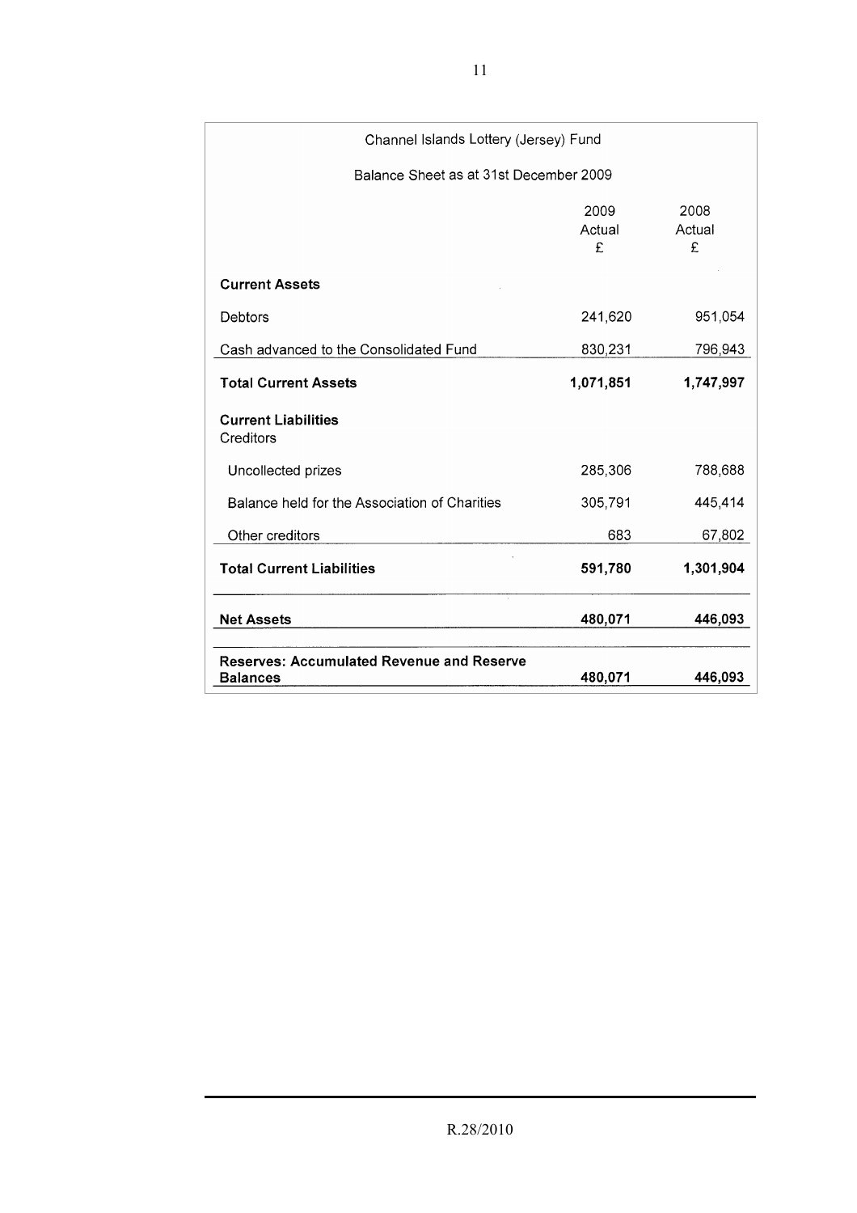Channel Islands Lottery (Jersey) Fund

Balance Sheet as at 31st December 2009

| | 2009 Actual £ | 2008 Actual £ |
|---|---|---|
| **Current Assets** | | |
| Debtors | 241,620 | 951,054 |
| Cash advanced to the Consolidated Fund | 830,231 | 796,943 |
| **Total Current Assets** | **1,071,851** | **1,747,997** |
| **Current Liabilities** Creditors | | |
| Uncollected prizes | 285,306 | 788,688 |
| Balance held for the Association of Charities | 305,791 | 445,414 |
| Other creditors | 683 | 67,802 |
| **Total Current Liabilities** | **591,780** | **1,301,904** |
| **Net Assets** | **480,071** | **446,093** |
| **Reserves: Accumulated Revenue and Reserve Balances** | **480,071** | **446,093** |

R.28/2010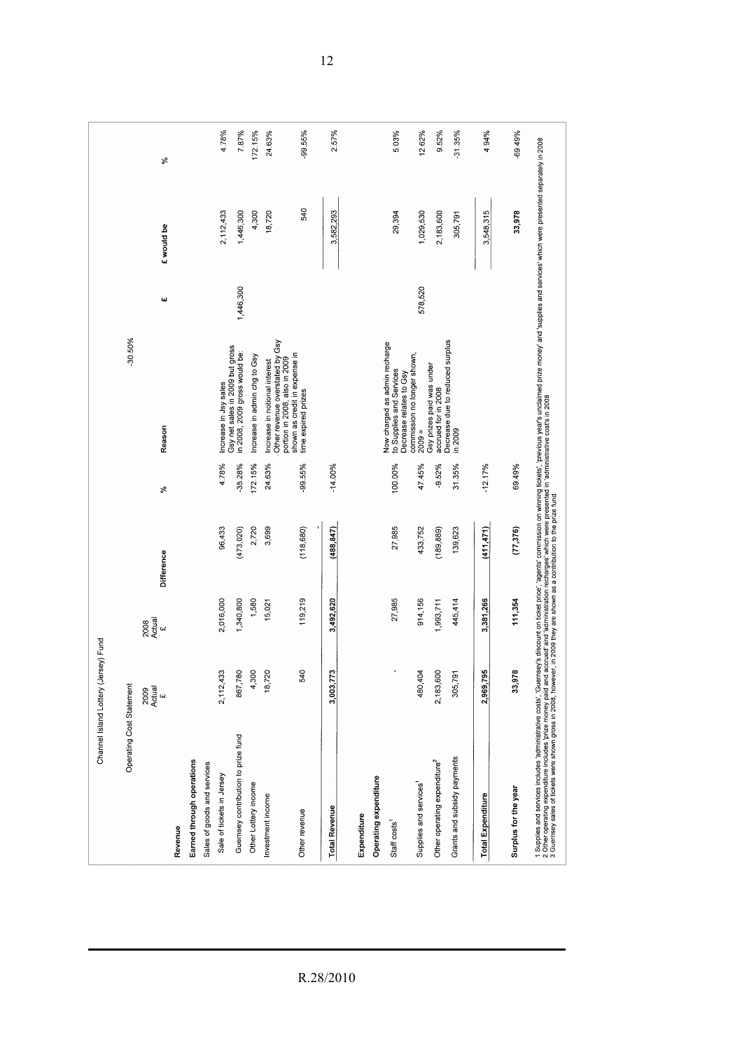Channel Island Lottery (Jersey) Fund

Operating Cost Statement

| | 2009 Actual £ | 2008 Actual £ | Difference | % | Reason | £ | £ would be | % |
|---|---|---|---|---|---|---|---|---|
| **Revenue** | | | | | | | | |
| **Earned through operations** | | | | | | | | |
| Sales of goods and services | | | | | | | | |
| Sale of tickets in Jersey | 2,112,433 | 2,016,000 | 96,433 | 4.78% | Increase in Jsy sales | | 2,112,433 | 4.78% |
| Guernsey contribution to prize fund | 867,780 | 1,340,800 | (473,020) | -35.28% | Gsy net sales in 2009 but gross in 2008, 2009 gross would be: | 1,446,300 | 1,446,300 | 7.87% |
| Other Lottery income | 4,300 | 1,580 | 2,720 | 172.15% | Increase in admin chg to Gsy | | 4,300 | 172.15% |
| Investment income | 18,720 | 15,021 | 3,699 | 24.63% | Increase in notional interest | | 18,720 | 24.63% |
| Other revenue | 540 | 119,219 | (118,680) | -99.55% | Other revenue overstated by Gsy portion in 2008, also in 2009 shown as credit in expense in time expired prizes | | 540 | -99.55% |
| **Total Revenue** | **3,003,773** | **3,492,620** | **(488,847)** | -14.00% | | -30.50% | 3,582,293 | 2.57% |
| **Expenditure** | | | | | | | | |
| **Operating expenditure** | | | | | | | | |
| Staff costs[1] | - | 27,985 | 27,985 | 100.00% | Now charged as admin recharge to Supplies and Services | | 29,394 | 5.03% |
| Supplies and services[1] | 480,404 | 914,156 | 433,752 | 47.45% | Decrease relates to Gsy commission no longer shown, 2009 = | 578,520 | 1,029,530 | 12.62% |
| Other operating expenditure[2] | 2,183,600 | 1,993,711 | (189,889) | -9.52% | Gsy prizes paid was under accrued for in 2008 | | 2,183,600 | 9.52% |
| Grants and subsidy payments | 305,791 | 445,414 | 139,623 | 31.35% | Decrease due to reduced surplus in 2009 | | 305,791 | -31.35% |
| **Total Expenditure** | **2,969,795** | **3,381,266** | **(411,471)** | -12.17% | | | 3,548,315 | 4.94% |
| **Surplus for the year** | **33,978** | **111,354** | **(77,376)** | 69.49% | | | **33,978** | -69.49% |

1 Supplies and services includes 'administrative costs', 'Guernsey's discount on ticket price', 'agents' commission on winning tickets', 'previous year's unclaimed prize money' and 'supplies and services' which were presented separately in 2008
2 Other operating expenditure includes 'prize money paid and accrued' and 'administration recharges' which were presented in 'administrative cost's in 2008
3 Guernsey sales of tickets were shown gross in 2008, however, in 2009 they are shown as a contribution to the prize fund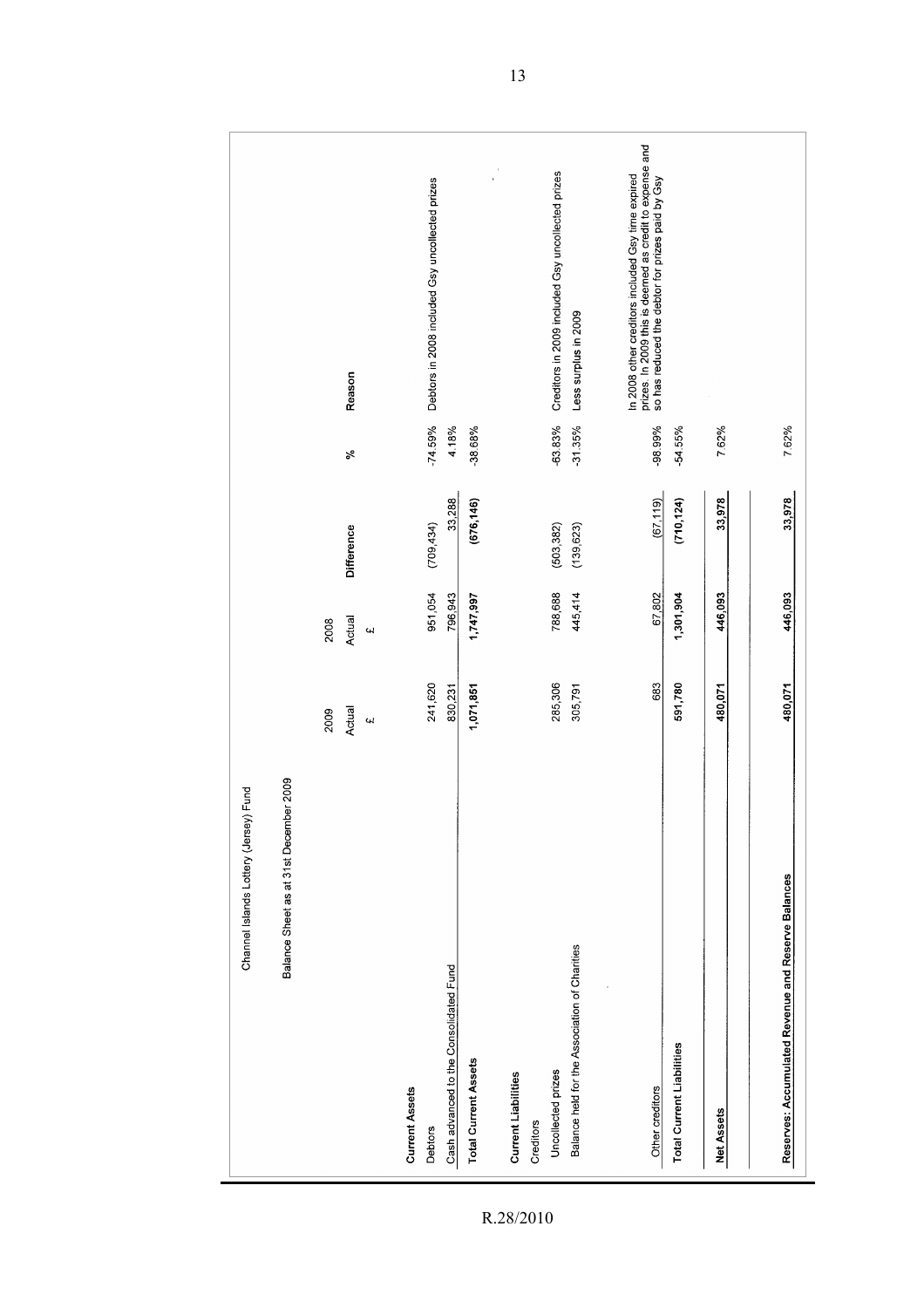Channel Islands Lottery (Jersey) Fund

Balance Sheet as at 31st December 2009

| | 2009 Actual £ | 2008 Actual £ | Difference | % | Reason |
|---|---|---|---|---|---|
| **Current Assets** | | | | | |
| Debtors | 241,620 | 951,054 | (709,434) | -74.59% | Debtors in 2008 included Gsy uncollected prizes |
| Cash advanced to the Consolidated Fund | 830,231 | 796,943 | 33,288 | 4.18% | |
| **Total Current Assets** | **1,071,851** | **1,747,997** | **(676,146)** | -38.68% | |
| **Current Liabilities** | | | | | |
| Creditors | | | | | |
| Uncollected prizes | 285,306 | 788,688 | (503,382) | -63.83% | Creditors in 2009 included Gsy uncollected prizes |
| Balance held for the Association of Charities | 305,791 | 445,414 | (139,623) | -31.35% | Less surplus in 2009 |
| Other creditors | 683 | 67,802 | (67,119) | -98.99% | In 2008 other creditors included Gsy time expired prizes. In 2009 this is deemed as credit to expense and so has reduced the debtor for prizes paid by Gsy |
| **Total Current Liabilities** | **591,780** | **1,301,904** | **(710,124)** | -54.55% | |
| **Net Assets** | **480,071** | **446,093** | **33,978** | 7.62% | |
| **Reserves: Accumulated Revenue and Reserve Balances** | **480,071** | **446,093** | **33,978** | 7.62% | |

R.28/2010